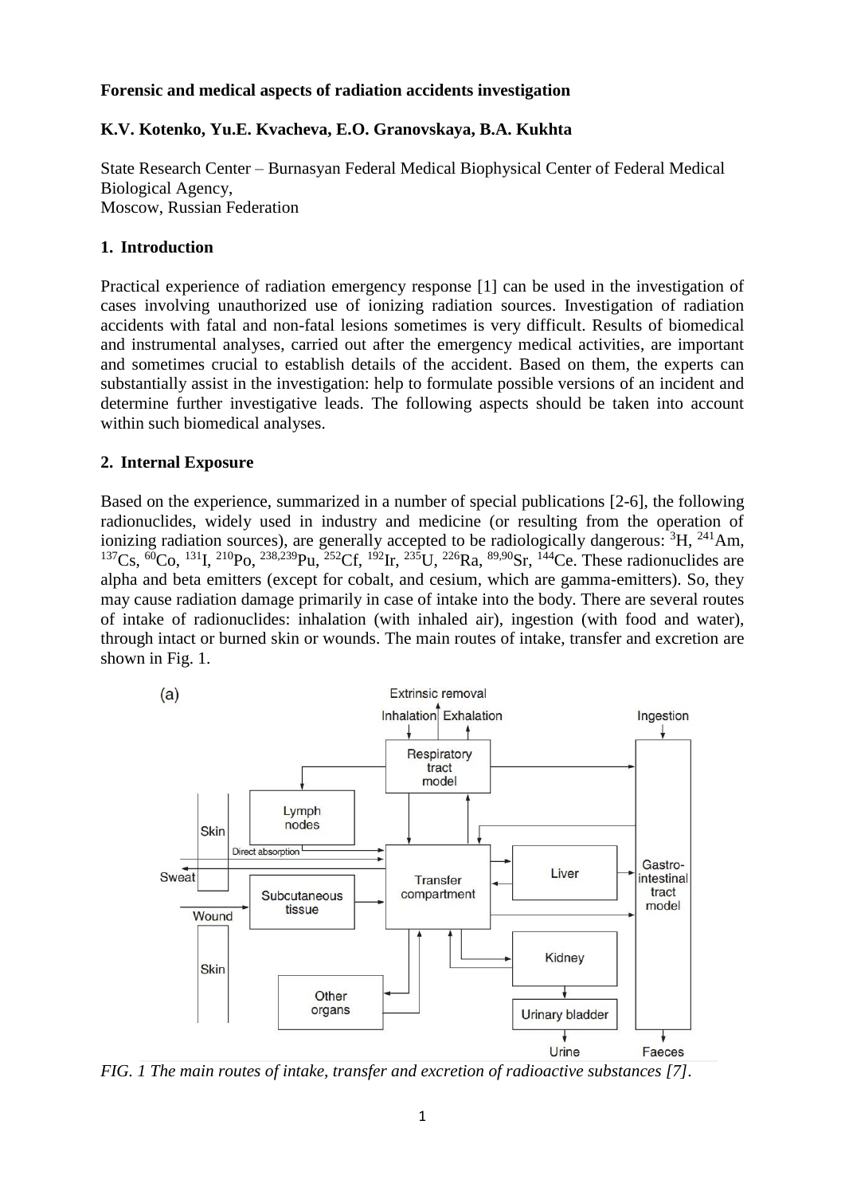**Forensic and medical aspects of radiation accidents investigation**

**K.V. Kotenko, Yu.E. Kvacheva, E.O. Granovskaya, B.A. Kukhta**

State Research Center – Burnasyan Federal Medical Biophysical Center of Federal Medical Biological Agency,
Moscow, Russian Federation

## 1. Introduction

Practical experience of radiation emergency response [1] can be used in the investigation of cases involving unauthorized use of ionizing radiation sources. Investigation of radiation accidents with fatal and non-fatal lesions sometimes is very difficult. Results of biomedical and instrumental analyses, carried out after the emergency medical activities, are important and sometimes crucial to establish details of the accident. Based on them, the experts can substantially assist in the investigation: help to formulate possible versions of an incident and determine further investigative leads. The following aspects should be taken into account within such biomedical analyses.

## 2. Internal Exposure

Based on the experience, summarized in a number of special publications [2-6], the following radionuclides, widely used in industry and medicine (or resulting from the operation of ionizing radiation sources), are generally accepted to be radiologically dangerous: $^{3}$H, $^{241}$Am, $^{137}$Cs, $^{60}$Co, $^{131}$I, $^{210}$Po, $^{238,239}$Pu, $^{252}$Cf, $^{192}$Ir, $^{235}$U, $^{226}$Ra, $^{89,90}$Sr, $^{144}$Ce. These radionuclides are alpha and beta emitters (except for cobalt, and cesium, which are gamma-emitters). So, they may cause radiation damage primarily in case of intake into the body. There are several routes of intake of radionuclides: inhalation (with inhaled air), ingestion (with food and water), through intact or burned skin or wounds. The main routes of intake, transfer and excretion are shown in Fig. 1.

(a)

Extrinsic removal; Inhalation; Exhalation; Ingestion; Respiratory tract model; Lymph nodes; Skin; Direct absorption; Sweat; Subcutaneous tissue; Wound; Skin; Transfer compartment; Liver; Gastro-intestinal tract model; Kidney; Urinary bladder; Other organs; Urine; Faeces

*FIG. 1 The main routes of intake, transfer and excretion of radioactive substances [7].*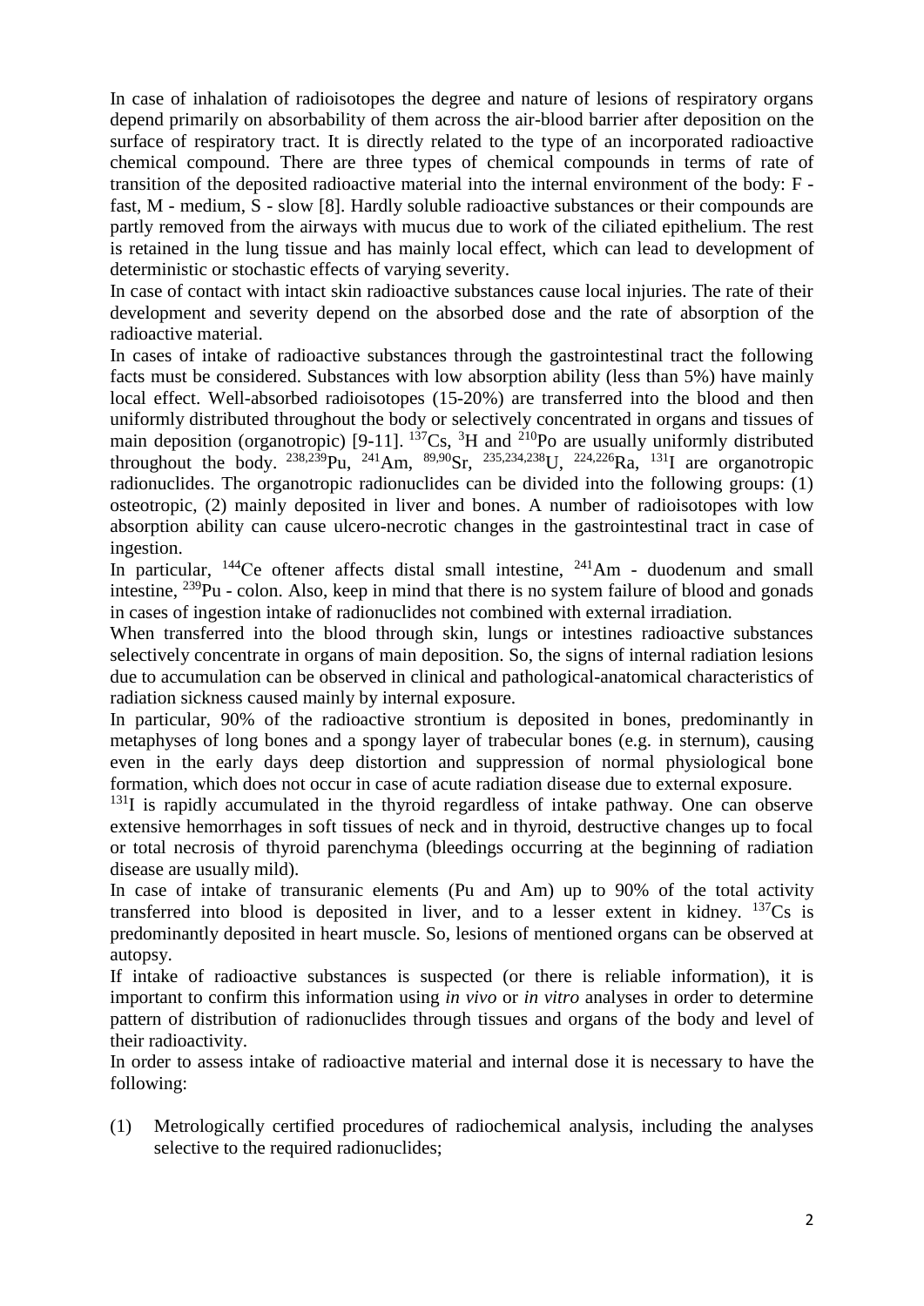In case of inhalation of radioisotopes the degree and nature of lesions of respiratory organs depend primarily on absorbability of them across the air-blood barrier after deposition on the surface of respiratory tract. It is directly related to the type of an incorporated radioactive chemical compound. There are three types of chemical compounds in terms of rate of transition of the deposited radioactive material into the internal environment of the body: F - fast, M - medium, S - slow [8]. Hardly soluble radioactive substances or their compounds are partly removed from the airways with mucus due to work of the ciliated epithelium. The rest is retained in the lung tissue and has mainly local effect, which can lead to development of deterministic or stochastic effects of varying severity.

In case of contact with intact skin radioactive substances cause local injuries. The rate of their development and severity depend on the absorbed dose and the rate of absorption of the radioactive material.

In cases of intake of radioactive substances through the gastrointestinal tract the following facts must be considered. Substances with low absorption ability (less than 5%) have mainly local effect. Well-absorbed radioisotopes (15-20%) are transferred into the blood and then uniformly distributed throughout the body or selectively concentrated in organs and tissues of main deposition (organotropic) [9-11]. $^{137}$Cs, $^{3}$H and $^{210}$Po are usually uniformly distributed throughout the body. $^{238,239}$Pu, $^{241}$Am, $^{89,90}$Sr, $^{235,234,238}$U, $^{224,226}$Ra, $^{131}$I are organotropic radionuclides. The organotropic radionuclides can be divided into the following groups: (1) osteotropic, (2) mainly deposited in liver and bones. A number of radioisotopes with low absorption ability can cause ulcero-necrotic changes in the gastrointestinal tract in case of ingestion.

In particular, $^{144}$Ce oftener affects distal small intestine, $^{241}$Am - duodenum and small intestine, $^{239}$Pu - colon. Also, keep in mind that there is no system failure of blood and gonads in cases of ingestion intake of radionuclides not combined with external irradiation.

When transferred into the blood through skin, lungs or intestines radioactive substances selectively concentrate in organs of main deposition. So, the signs of internal radiation lesions due to accumulation can be observed in clinical and pathological-anatomical characteristics of radiation sickness caused mainly by internal exposure.

In particular, 90% of the radioactive strontium is deposited in bones, predominantly in metaphyses of long bones and a spongy layer of trabecular bones (e.g. in sternum), causing even in the early days deep distortion and suppression of normal physiological bone formation, which does not occur in case of acute radiation disease due to external exposure.

$^{131}$I is rapidly accumulated in the thyroid regardless of intake pathway. One can observe extensive hemorrhages in soft tissues of neck and in thyroid, destructive changes up to focal or total necrosis of thyroid parenchyma (bleedings occurring at the beginning of radiation disease are usually mild).

In case of intake of transuranic elements (Pu and Am) up to 90% of the total activity transferred into blood is deposited in liver, and to a lesser extent in kidney. $^{137}$Cs is predominantly deposited in heart muscle. So, lesions of mentioned organs can be observed at autopsy.

If intake of radioactive substances is suspected (or there is reliable information), it is important to confirm this information using *in vivo* or *in vitro* analyses in order to determine pattern of distribution of radionuclides through tissues and organs of the body and level of their radioactivity.

In order to assess intake of radioactive material and internal dose it is necessary to have the following:

(1) Metrologically certified procedures of radiochemical analysis, including the analyses selective to the required radionuclides;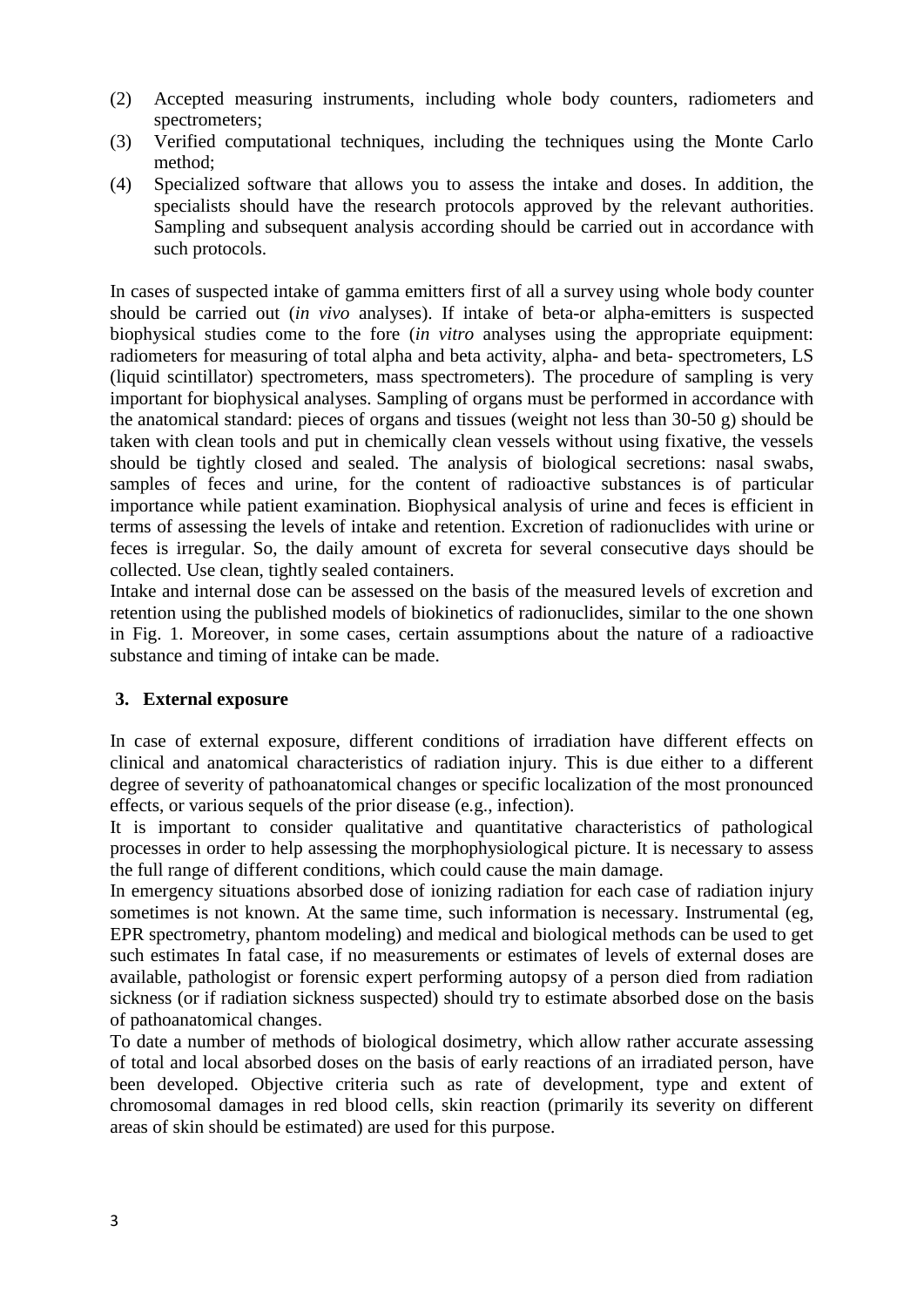(2) Accepted measuring instruments, including whole body counters, radiometers and spectrometers;
(3) Verified computational techniques, including the techniques using the Monte Carlo method;
(4) Specialized software that allows you to assess the intake and doses. In addition, the specialists should have the research protocols approved by the relevant authorities. Sampling and subsequent analysis according should be carried out in accordance with such protocols.

In cases of suspected intake of gamma emitters first of all a survey using whole body counter should be carried out (*in vivo* analyses). If intake of beta-or alpha-emitters is suspected biophysical studies come to the fore (*in vitro* analyses using the appropriate equipment: radiometers for measuring of total alpha and beta activity, alpha- and beta- spectrometers, LS (liquid scintillator) spectrometers, mass spectrometers). The procedure of sampling is very important for biophysical analyses. Sampling of organs must be performed in accordance with the anatomical standard: pieces of organs and tissues (weight not less than 30-50 g) should be taken with clean tools and put in chemically clean vessels without using fixative, the vessels should be tightly closed and sealed. The analysis of biological secretions: nasal swabs, samples of feces and urine, for the content of radioactive substances is of particular importance while patient examination. Biophysical analysis of urine and feces is efficient in terms of assessing the levels of intake and retention. Excretion of radionuclides with urine or feces is irregular. So, the daily amount of excreta for several consecutive days should be collected. Use clean, tightly sealed containers.

Intake and internal dose can be assessed on the basis of the measured levels of excretion and retention using the published models of biokinetics of radionuclides, similar to the one shown in Fig. 1. Moreover, in some cases, certain assumptions about the nature of a radioactive substance and timing of intake can be made.

## 3. External exposure

In case of external exposure, different conditions of irradiation have different effects on clinical and anatomical characteristics of radiation injury. This is due either to a different degree of severity of pathoanatomical changes or specific localization of the most pronounced effects, or various sequels of the prior disease (e.g., infection).

It is important to consider qualitative and quantitative characteristics of pathological processes in order to help assessing the morphophysiological picture. It is necessary to assess the full range of different conditions, which could cause the main damage.

In emergency situations absorbed dose of ionizing radiation for each case of radiation injury sometimes is not known. At the same time, such information is necessary. Instrumental (eg, EPR spectrometry, phantom modeling) and medical and biological methods can be used to get such estimates In fatal case, if no measurements or estimates of levels of external doses are available, pathologist or forensic expert performing autopsy of a person died from radiation sickness (or if radiation sickness suspected) should try to estimate absorbed dose on the basis of pathoanatomical changes.

To date a number of methods of biological dosimetry, which allow rather accurate assessing of total and local absorbed doses on the basis of early reactions of an irradiated person, have been developed. Objective criteria such as rate of development, type and extent of chromosomal damages in red blood cells, skin reaction (primarily its severity on different areas of skin should be estimated) are used for this purpose.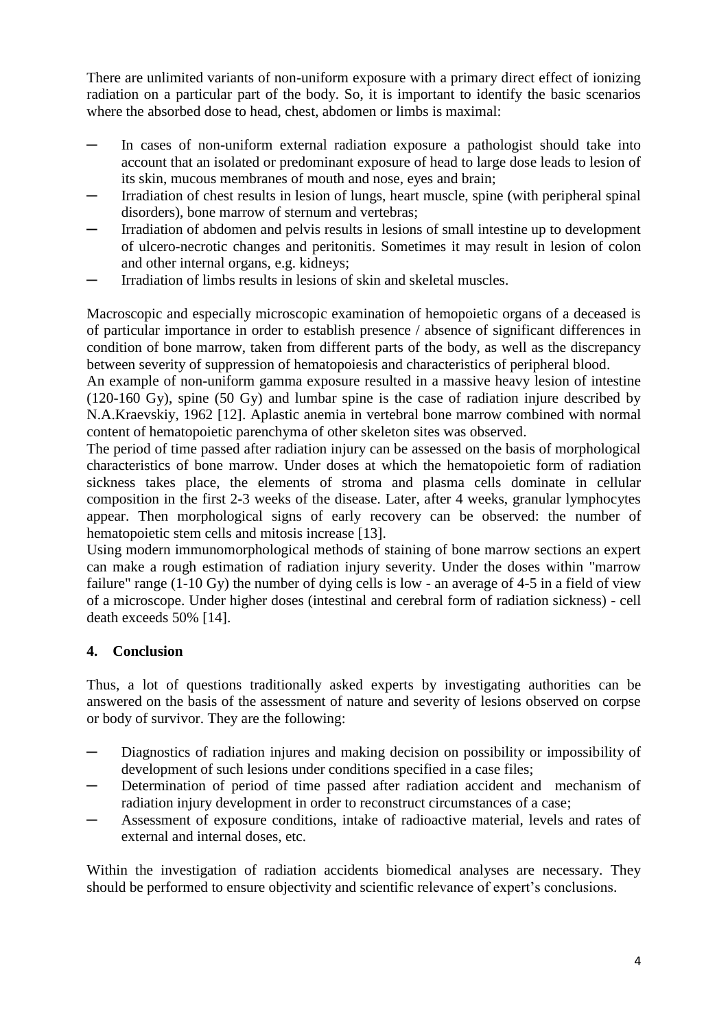There are unlimited variants of non-uniform exposure with a primary direct effect of ionizing radiation on a particular part of the body. So, it is important to identify the basic scenarios where the absorbed dose to head, chest, abdomen or limbs is maximal:

- In cases of non-uniform external radiation exposure a pathologist should take into account that an isolated or predominant exposure of head to large dose leads to lesion of its skin, mucous membranes of mouth and nose, eyes and brain;
- Irradiation of chest results in lesion of lungs, heart muscle, spine (with peripheral spinal disorders), bone marrow of sternum and vertebras;
- Irradiation of abdomen and pelvis results in lesions of small intestine up to development of ulcero-necrotic changes and peritonitis. Sometimes it may result in lesion of colon and other internal organs, e.g. kidneys;
- Irradiation of limbs results in lesions of skin and skeletal muscles.

Macroscopic and especially microscopic examination of hemopoietic organs of a deceased is of particular importance in order to establish presence / absence of significant differences in condition of bone marrow, taken from different parts of the body, as well as the discrepancy between severity of suppression of hematopoiesis and characteristics of peripheral blood.

An example of non-uniform gamma exposure resulted in a massive heavy lesion of intestine (120-160 Gy), spine (50 Gy) and lumbar spine is the case of radiation injure described by N.A.Kraevskiy, 1962 [12]. Aplastic anemia in vertebral bone marrow combined with normal content of hematopoietic parenchyma of other skeleton sites was observed.

The period of time passed after radiation injury can be assessed on the basis of morphological characteristics of bone marrow. Under doses at which the hematopoietic form of radiation sickness takes place, the elements of stroma and plasma cells dominate in cellular composition in the first 2-3 weeks of the disease. Later, after 4 weeks, granular lymphocytes appear. Then morphological signs of early recovery can be observed: the number of hematopoietic stem cells and mitosis increase [13].

Using modern immunomorphological methods of staining of bone marrow sections an expert can make a rough estimation of radiation injury severity. Under the doses within "marrow failure" range (1-10 Gy) the number of dying cells is low - an average of 4-5 in a field of view of a microscope. Under higher doses (intestinal and cerebral form of radiation sickness) - cell death exceeds 50% [14].

## 4. Conclusion

Thus, a lot of questions traditionally asked experts by investigating authorities can be answered on the basis of the assessment of nature and severity of lesions observed on corpse or body of survivor. They are the following:

- Diagnostics of radiation injures and making decision on possibility or impossibility of development of such lesions under conditions specified in a case files;
- Determination of period of time passed after radiation accident and mechanism of radiation injury development in order to reconstruct circumstances of a case;
- Assessment of exposure conditions, intake of radioactive material, levels and rates of external and internal doses, etc.

Within the investigation of radiation accidents biomedical analyses are necessary. They should be performed to ensure objectivity and scientific relevance of expert's conclusions.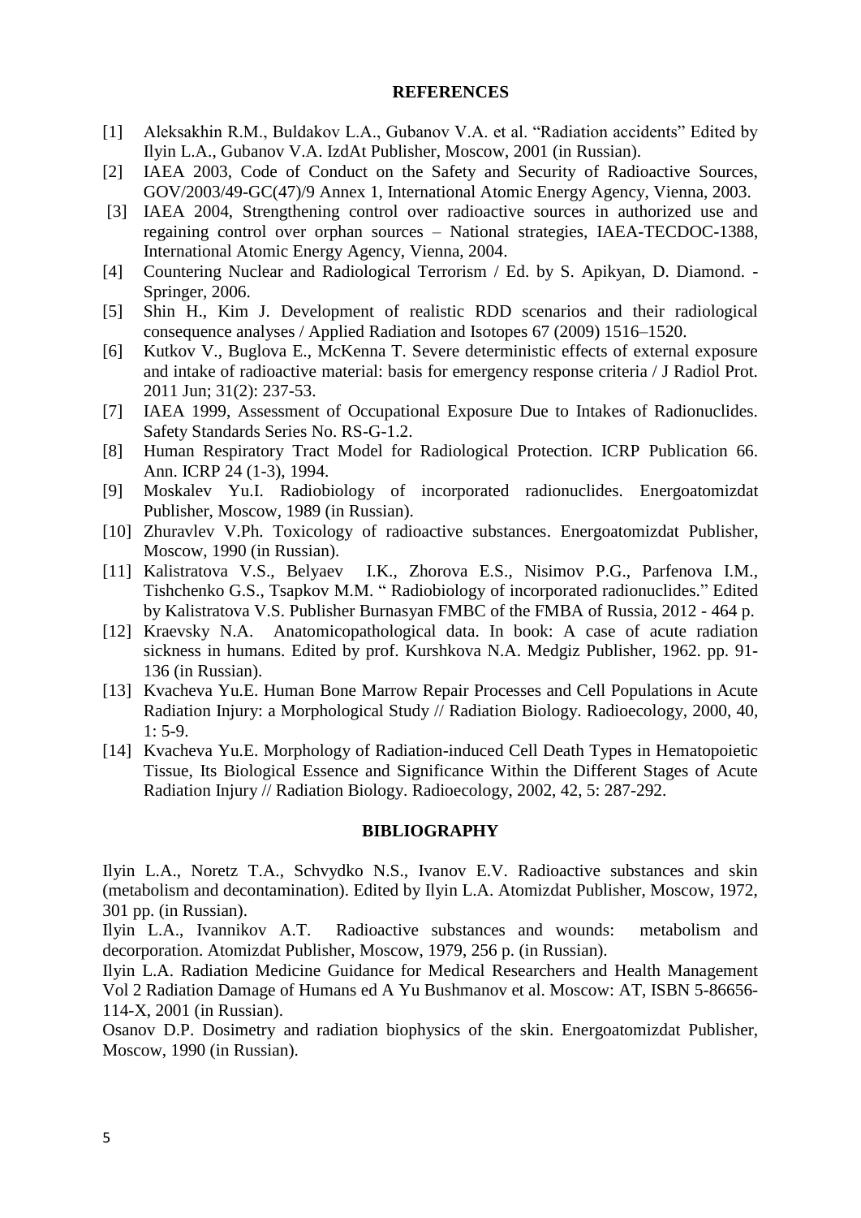## REFERENCES

[1] Aleksakhin R.M., Buldakov L.A., Gubanov V.A. et al. "Radiation accidents" Edited by Ilyin L.A., Gubanov V.A. IzdAt Publisher, Moscow, 2001 (in Russian).

[2] IAEA 2003, Code of Conduct on the Safety and Security of Radioactive Sources, GOV/2003/49-GC(47)/9 Annex 1, International Atomic Energy Agency, Vienna, 2003.

[3] IAEA 2004, Strengthening control over radioactive sources in authorized use and regaining control over orphan sources – National strategies, IAEA-TECDOC-1388, International Atomic Energy Agency, Vienna, 2004.

[4] Countering Nuclear and Radiological Terrorism / Ed. by S. Apikyan, D. Diamond. - Springer, 2006.

[5] Shin H., Kim J. Development of realistic RDD scenarios and their radiological consequence analyses / Applied Radiation and Isotopes 67 (2009) 1516–1520.

[6] Kutkov V., Buglova E., McKenna T. Severe deterministic effects of external exposure and intake of radioactive material: basis for emergency response criteria / J Radiol Prot. 2011 Jun; 31(2): 237-53.

[7] IAEA 1999, Assessment of Occupational Exposure Due to Intakes of Radionuclides. Safety Standards Series No. RS-G-1.2.

[8] Human Respiratory Tract Model for Radiological Protection. ICRP Publication 66. Ann. ICRP 24 (1-3), 1994.

[9] Moskalev Yu.I. Radiobiology of incorporated radionuclides. Energoatomizdat Publisher, Moscow, 1989 (in Russian).

[10] Zhuravlev V.Ph. Toxicology of radioactive substances. Energoatomizdat Publisher, Moscow, 1990 (in Russian).

[11] Kalistratova V.S., Belyaev I.K., Zhorova E.S., Nisimov P.G., Parfenova I.M., Tishchenko G.S., Tsapkov M.M. " Radiobiology of incorporated radionuclides." Edited by Kalistratova V.S. Publisher Burnasyan FMBC of the FMBA of Russia, 2012 - 464 p.

[12] Kraevsky N.A. Anatomicopathological data. In book: A case of acute radiation sickness in humans. Edited by prof. Kurshkova N.A. Medgiz Publisher, 1962. pp. 91-136 (in Russian).

[13] Kvacheva Yu.E. Human Bone Marrow Repair Processes and Cell Populations in Acute Radiation Injury: a Morphological Study // Radiation Biology. Radioecology, 2000, 40, 1: 5-9.

[14] Kvacheva Yu.E. Morphology of Radiation-induced Cell Death Types in Hematopoietic Tissue, Its Biological Essence and Significance Within the Different Stages of Acute Radiation Injury // Radiation Biology. Radioecology, 2002, 42, 5: 287-292.

## BIBLIOGRAPHY

Ilyin L.A., Noretz T.A., Schvydko N.S., Ivanov E.V. Radioactive substances and skin (metabolism and decontamination). Edited by Ilyin L.A. Atomizdat Publisher, Moscow, 1972, 301 pp. (in Russian).

Ilyin L.A., Ivannikov A.T. Radioactive substances and wounds: metabolism and decorporation. Atomizdat Publisher, Moscow, 1979, 256 p. (in Russian).

Ilyin L.A. Radiation Medicine Guidance for Medical Researchers and Health Management Vol 2 Radiation Damage of Humans ed A Yu Bushmanov et al. Moscow: AT, ISBN 5-86656-114-X, 2001 (in Russian).

Osanov D.P. Dosimetry and radiation biophysics of the skin. Energoatomizdat Publisher, Moscow, 1990 (in Russian).